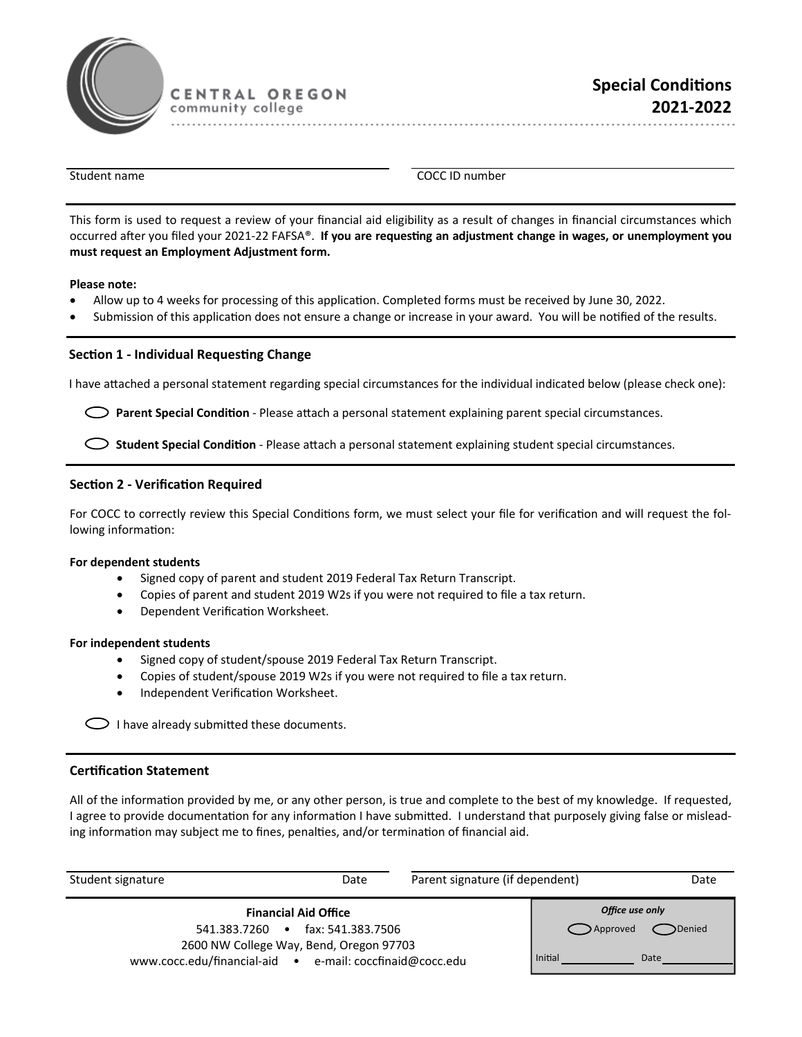CENTRAL OREGON
community college

# Special Conditions 2021-2022

Student name ____________________ COCC ID number ____________________

This form is used to request a review of your financial aid eligibility as a result of changes in financial circumstances which occurred after you filed your 2021-22 FAFSA®. **If you are requesting an adjustment change in wages, or unemployment you must request an Employment Adjustment form.**

**Please note:**

- Allow up to 4 weeks for processing of this application. Completed forms must be received by June 30, 2022.
- Submission of this application does not ensure a change or increase in your award. You will be notified of the results.

## Section 1 - Individual Requesting Change

I have attached a personal statement regarding special circumstances for the individual indicated below (please check one):

- ◯ **Parent Special Condition** - Please attach a personal statement explaining parent special circumstances.
- ◯ **Student Special Condition** - Please attach a personal statement explaining student special circumstances.

## Section 2 - Verification Required

For COCC to correctly review this Special Conditions form, we must select your file for verification and will request the following information:

**For dependent students**

- Signed copy of parent and student 2019 Federal Tax Return Transcript.
- Copies of parent and student 2019 W2s if you were not required to file a tax return.
- Dependent Verification Worksheet.

**For independent students**

- Signed copy of student/spouse 2019 Federal Tax Return Transcript.
- Copies of student/spouse 2019 W2s if you were not required to file a tax return.
- Independent Verification Worksheet.

◯ I have already submitted these documents.

## Certification Statement

All of the information provided by me, or any other person, is true and complete to the best of my knowledge. If requested, I agree to provide documentation for any information I have submitted. I understand that purposely giving false or misleading information may subject me to fines, penalties, and/or termination of financial aid.

Student signature ____________ Date ____________ Parent signature (if dependent) ____________ Date ____________

**Financial Aid Office**
541.383.7260 • fax: 541.383.7506
2600 NW College Way, Bend, Oregon 97703
www.cocc.edu/financial-aid • e-mail: coccfinaid@cocc.edu

***Office use only***
◯ Approved ◯ Denied
Initial ____________ Date ____________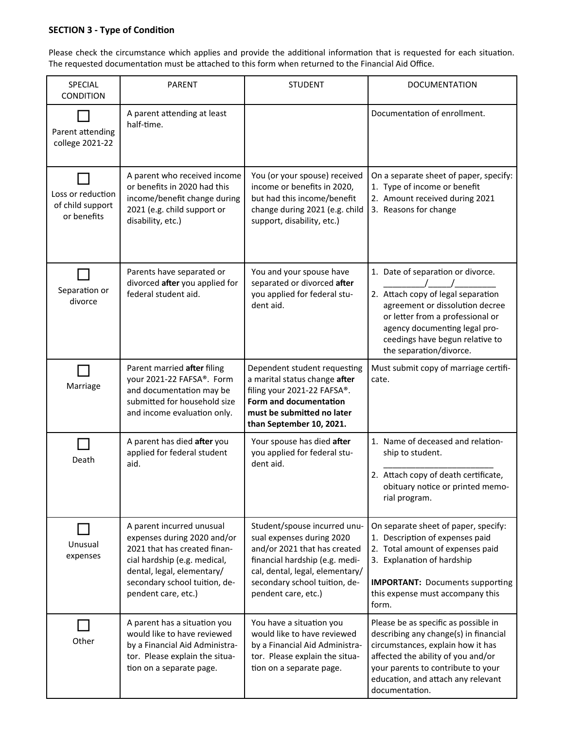**SECTION 3 - Type of Condition**

Please check the circumstance which applies and provide the additional information that is requested for each situation. The requested documentation must be attached to this form when returned to the Financial Aid Office.

| SPECIAL CONDITION | PARENT | STUDENT | DOCUMENTATION |
|---|---|---|---|
| ☐ Parent attending college 2021-22 | A parent attending at least half-time. | | Documentation of enrollment. |
| ☐ Loss or reduction of child support or benefits | A parent who received income or benefits in 2020 had this income/benefit change during 2021 (e.g. child support or disability, etc.) | You (or your spouse) received income or benefits in 2020, but had this income/benefit change during 2021 (e.g. child support, disability, etc.) | On a separate sheet of paper, specify: 1. Type of income or benefit 2. Amount received during 2021 3. Reasons for change |
| ☐ Separation or divorce | Parents have separated or divorced **after** you applied for federal student aid. | You and your spouse have separated or divorced **after** you applied for federal student aid. | 1. Date of separation or divorce. _________/_____/_________ 2. Attach copy of legal separation agreement or dissolution decree or letter from a professional or agency documenting legal proceedings have begun relative to the separation/divorce. |
| ☐ Marriage | Parent married **after** filing your 2021-22 FAFSA®. Form and documentation may be submitted for household size and income evaluation only. | Dependent student requesting a marital status change **after** filing your 2021-22 FAFSA®. **Form and documentation must be submitted no later than September 10, 2021.** | Must submit copy of marriage certificate. |
| ☐ Death | A parent has died **after** you applied for federal student aid. | Your spouse has died **after** you applied for federal student aid. | 1. Name of deceased and relationship to student. ________________________ 2. Attach copy of death certificate, obituary notice or printed memorial program. |
| ☐ Unusual expenses | A parent incurred unusual expenses during 2020 and/or 2021 that has created financial hardship (e.g. medical, dental, legal, elementary/ secondary school tuition, dependent care, etc.) | Student/spouse incurred unusual expenses during 2020 and/or 2021 that has created financial hardship (e.g. medical, dental, legal, elementary/ secondary school tuition, dependent care, etc.) | On separate sheet of paper, specify: 1. Description of expenses paid 2. Total amount of expenses paid 3. Explanation of hardship **IMPORTANT:** Documents supporting this expense must accompany this form. |
| ☐ Other | A parent has a situation you would like to have reviewed by a Financial Aid Administrator. Please explain the situation on a separate page. | You have a situation you would like to have reviewed by a Financial Aid Administrator. Please explain the situation on a separate page. | Please be as specific as possible in describing any change(s) in financial circumstances, explain how it has affected the ability of you and/or your parents to contribute to your education, and attach any relevant documentation. |